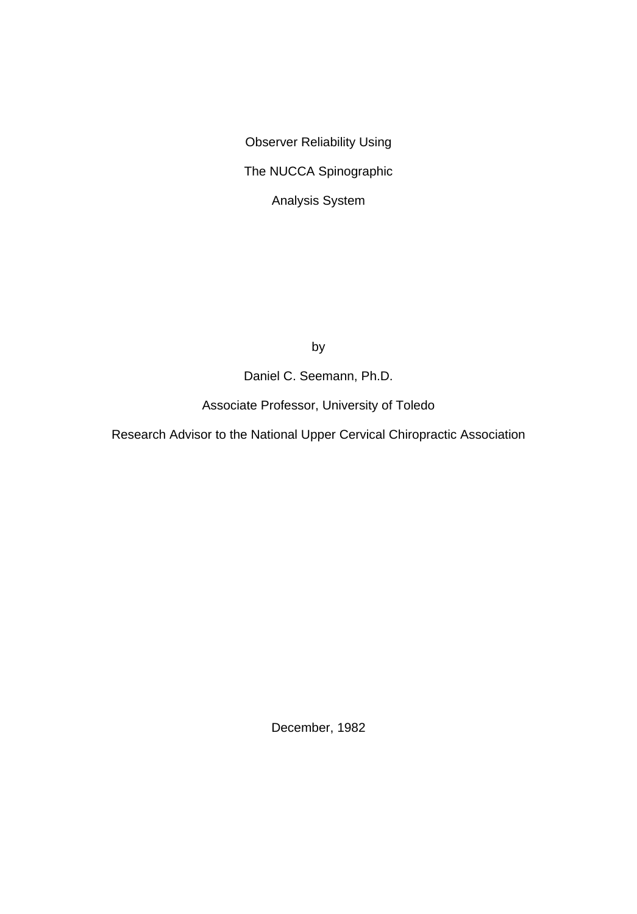# Observer Reliability Using The NUCCA Spinographic Analysis System

by

Daniel C. Seemann, Ph.D.

Associate Professor, University of Toledo

Research Advisor to the National Upper Cervical Chiropractic Association

December, 1982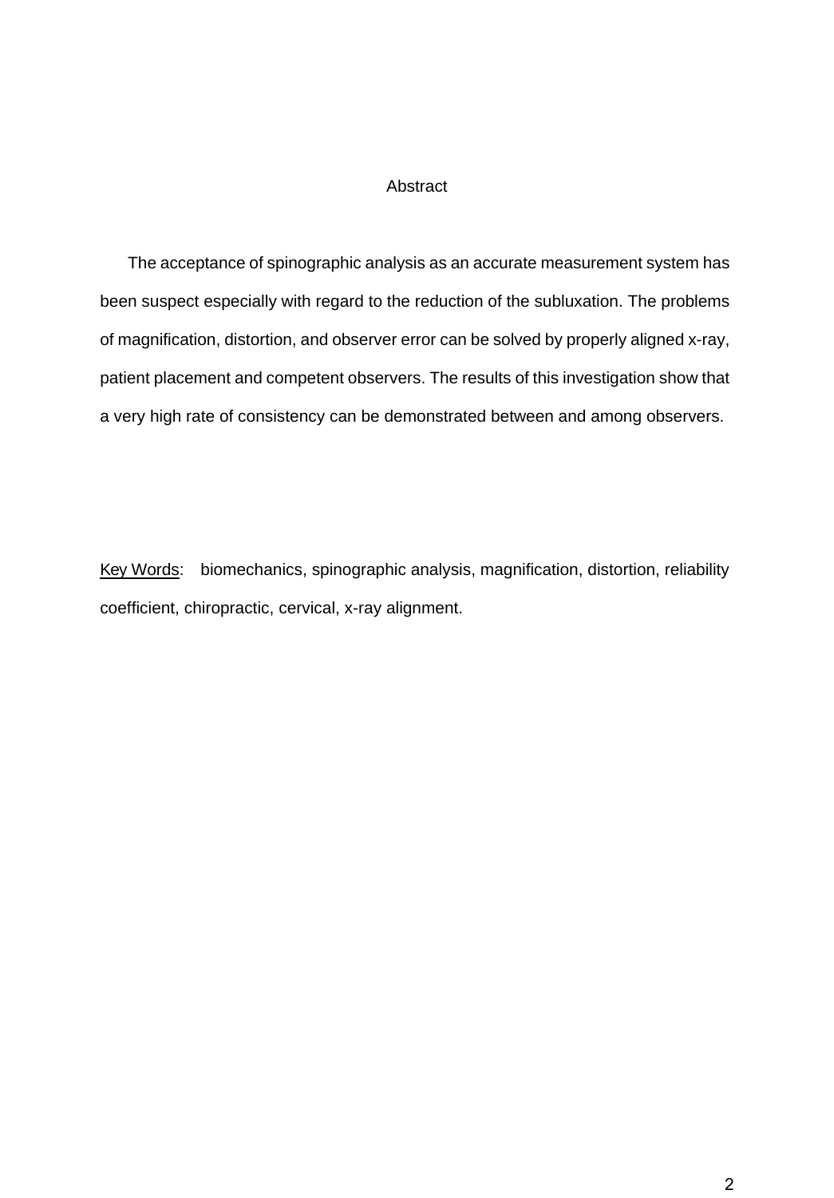## Abstract

The acceptance of spinographic analysis as an accurate measurement system has been suspect especially with regard to the reduction of the subluxation. The problems of magnification, distortion, and observer error can be solved by properly aligned x-ray, patient placement and competent observers. The results of this investigation show that a very high rate of consistency can be demonstrated between and among observers.

Key Words: biomechanics, spinographic analysis, magnification, distortion, reliability coefficient, chiropractic, cervical, x-ray alignment.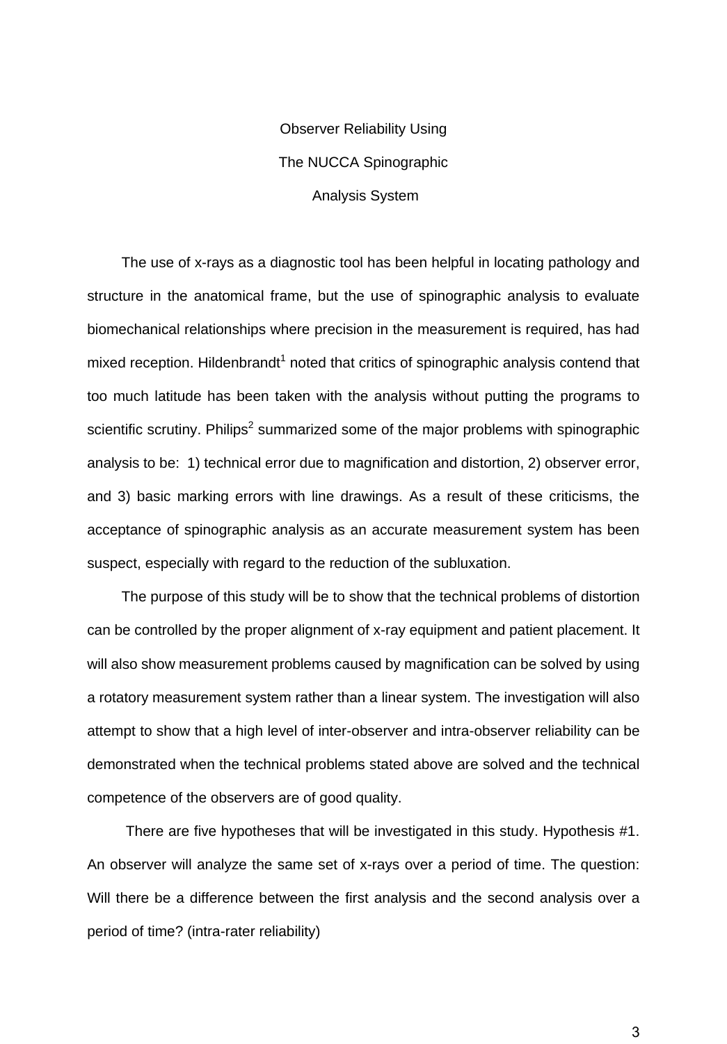# Observer Reliability Using The NUCCA Spinographic Analysis System

The use of x-rays as a diagnostic tool has been helpful in locating pathology and structure in the anatomical frame, but the use of spinographic analysis to evaluate biomechanical relationships where precision in the measurement is required, has had mixed reception. Hildenbrandt[1] noted that critics of spinographic analysis contend that too much latitude has been taken with the analysis without putting the programs to scientific scrutiny. Philips[2] summarized some of the major problems with spinographic analysis to be: 1) technical error due to magnification and distortion, 2) observer error, and 3) basic marking errors with line drawings. As a result of these criticisms, the acceptance of spinographic analysis as an accurate measurement system has been suspect, especially with regard to the reduction of the subluxation.

The purpose of this study will be to show that the technical problems of distortion can be controlled by the proper alignment of x-ray equipment and patient placement. It will also show measurement problems caused by magnification can be solved by using a rotatory measurement system rather than a linear system. The investigation will also attempt to show that a high level of inter-observer and intra-observer reliability can be demonstrated when the technical problems stated above are solved and the technical competence of the observers are of good quality.

There are five hypotheses that will be investigated in this study. Hypothesis #1. An observer will analyze the same set of x-rays over a period of time. The question: Will there be a difference between the first analysis and the second analysis over a period of time? (intra-rater reliability)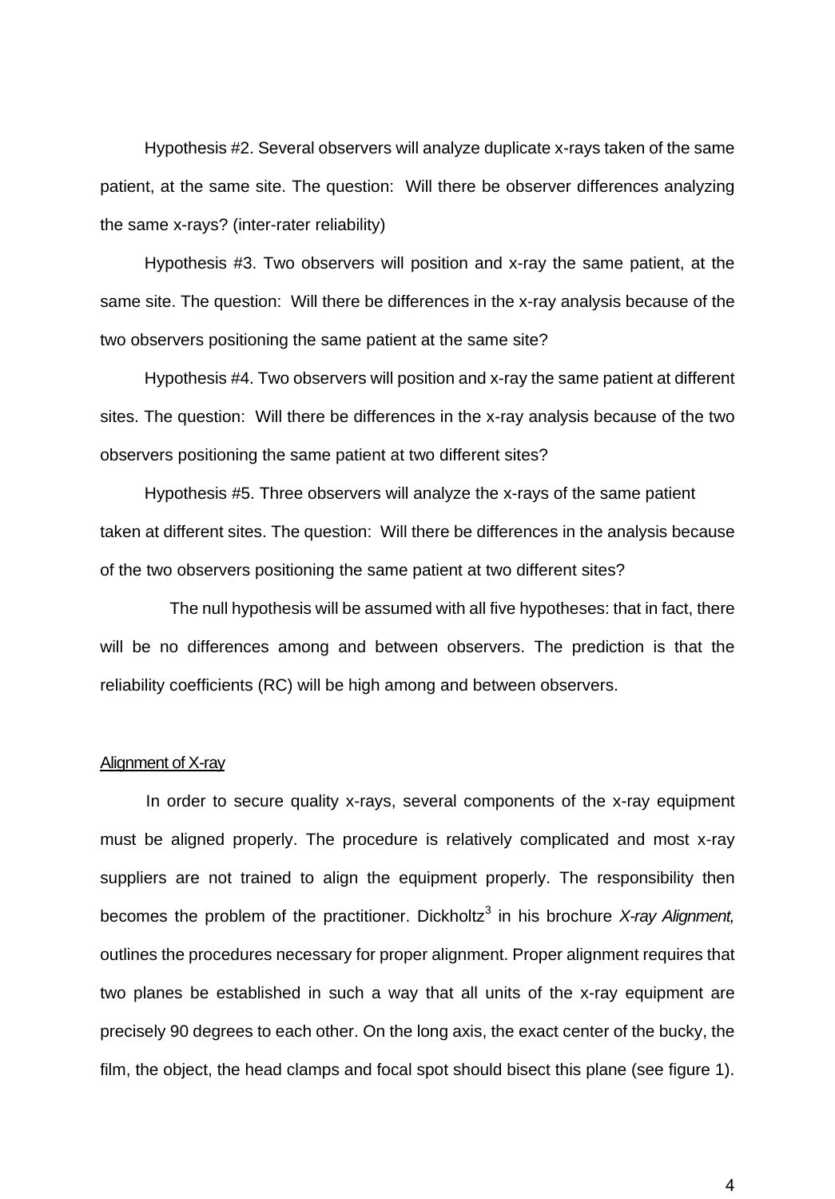Hypothesis #2. Several observers will analyze duplicate x-rays taken of the same patient, at the same site. The question: Will there be observer differences analyzing the same x-rays? (inter-rater reliability)

Hypothesis #3. Two observers will position and x-ray the same patient, at the same site. The question: Will there be differences in the x-ray analysis because of the two observers positioning the same patient at the same site?

Hypothesis #4. Two observers will position and x-ray the same patient at different sites. The question: Will there be differences in the x-ray analysis because of the two observers positioning the same patient at two different sites?

Hypothesis #5. Three observers will analyze the x-rays of the same patient taken at different sites. The question: Will there be differences in the analysis because of the two observers positioning the same patient at two different sites?

The null hypothesis will be assumed with all five hypotheses: that in fact, there will be no differences among and between observers. The prediction is that the reliability coefficients (RC) will be high among and between observers.

Alignment of X-ray

In order to secure quality x-rays, several components of the x-ray equipment must be aligned properly. The procedure is relatively complicated and most x-ray suppliers are not trained to align the equipment properly. The responsibility then becomes the problem of the practitioner. Dickholtz[3] in his brochure *X-ray Alignment,* outlines the procedures necessary for proper alignment. Proper alignment requires that two planes be established in such a way that all units of the x-ray equipment are precisely 90 degrees to each other. On the long axis, the exact center of the bucky, the film, the object, the head clamps and focal spot should bisect this plane (see figure 1).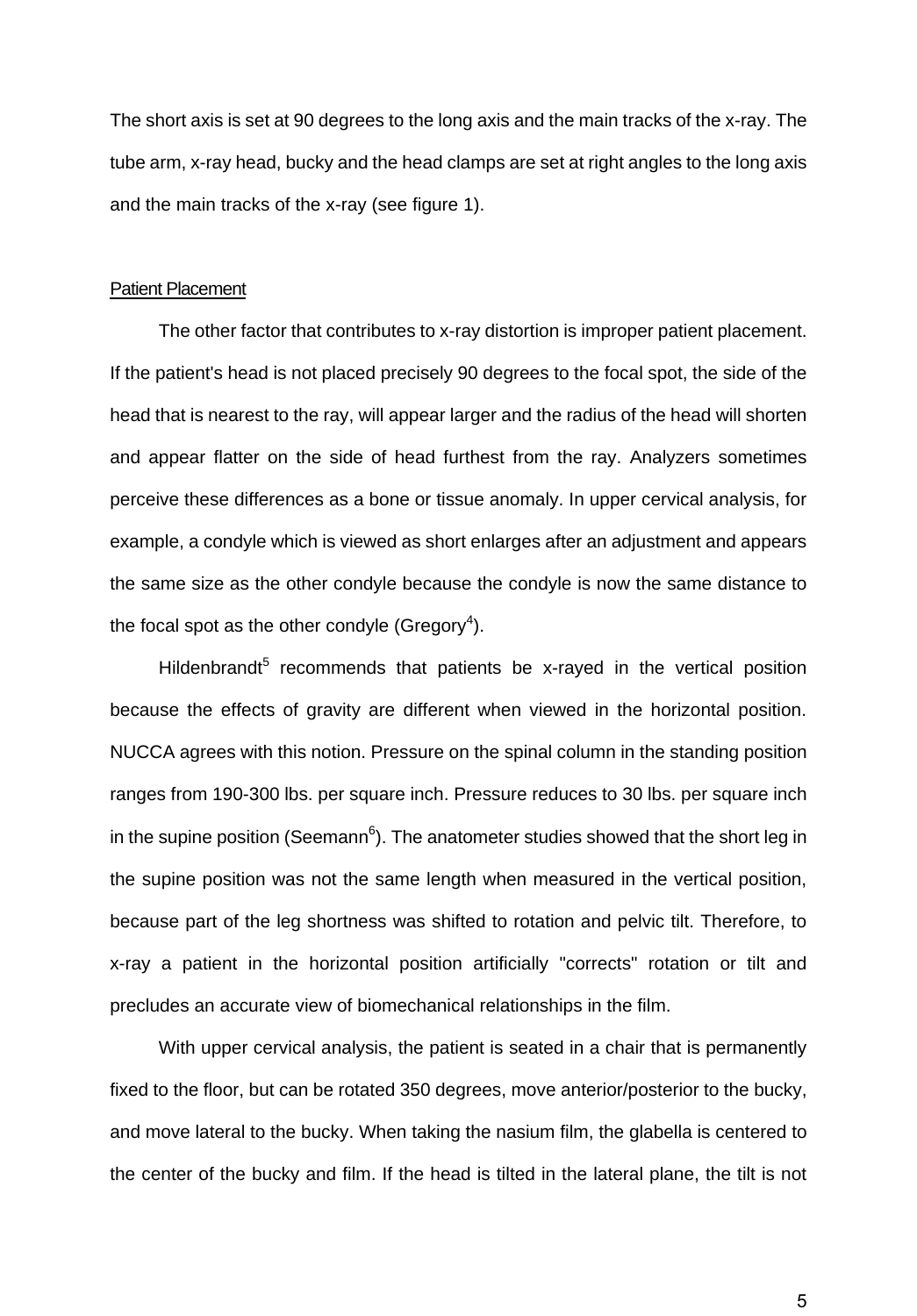The short axis is set at 90 degrees to the long axis and the main tracks of the x-ray. The tube arm, x-ray head, bucky and the head clamps are set at right angles to the long axis and the main tracks of the x-ray (see figure 1).

<u>Patient Placement</u>

The other factor that contributes to x-ray distortion is improper patient placement. If the patient's head is not placed precisely 90 degrees to the focal spot, the side of the head that is nearest to the ray, will appear larger and the radius of the head will shorten and appear flatter on the side of head furthest from the ray. Analyzers sometimes perceive these differences as a bone or tissue anomaly. In upper cervical analysis, for example, a condyle which is viewed as short enlarges after an adjustment and appears the same size as the other condyle because the condyle is now the same distance to the focal spot as the other condyle (Gregory[4]).

Hildenbrandt[5] recommends that patients be x-rayed in the vertical position because the effects of gravity are different when viewed in the horizontal position. NUCCA agrees with this notion. Pressure on the spinal column in the standing position ranges from 190-300 lbs. per square inch. Pressure reduces to 30 lbs. per square inch in the supine position (Seemann[6]). The anatometer studies showed that the short leg in the supine position was not the same length when measured in the vertical position, because part of the leg shortness was shifted to rotation and pelvic tilt. Therefore, to x-ray a patient in the horizontal position artificially "corrects" rotation or tilt and precludes an accurate view of biomechanical relationships in the film.

With upper cervical analysis, the patient is seated in a chair that is permanently fixed to the floor, but can be rotated 350 degrees, move anterior/posterior to the bucky, and move lateral to the bucky. When taking the nasium film, the glabella is centered to the center of the bucky and film. If the head is tilted in the lateral plane, the tilt is not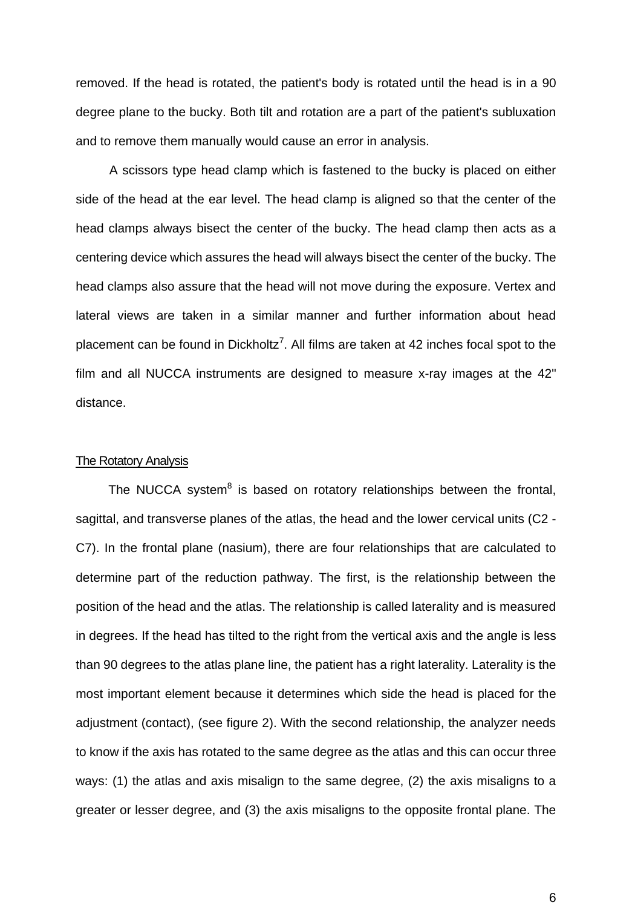removed. If the head is rotated, the patient's body is rotated until the head is in a 90 degree plane to the bucky. Both tilt and rotation are a part of the patient's subluxation and to remove them manually would cause an error in analysis.

A scissors type head clamp which is fastened to the bucky is placed on either side of the head at the ear level. The head clamp is aligned so that the center of the head clamps always bisect the center of the bucky. The head clamp then acts as a centering device which assures the head will always bisect the center of the bucky. The head clamps also assure that the head will not move during the exposure. Vertex and lateral views are taken in a similar manner and further information about head placement can be found in Dickholtz[7]. All films are taken at 42 inches focal spot to the film and all NUCCA instruments are designed to measure x-ray images at the 42" distance.

The Rotatory Analysis

The NUCCA system[8] is based on rotatory relationships between the frontal, sagittal, and transverse planes of the atlas, the head and the lower cervical units (C2 - C7). In the frontal plane (nasium), there are four relationships that are calculated to determine part of the reduction pathway. The first, is the relationship between the position of the head and the atlas. The relationship is called laterality and is measured in degrees. If the head has tilted to the right from the vertical axis and the angle is less than 90 degrees to the atlas plane line, the patient has a right laterality. Laterality is the most important element because it determines which side the head is placed for the adjustment (contact), (see figure 2). With the second relationship, the analyzer needs to know if the axis has rotated to the same degree as the atlas and this can occur three ways: (1) the atlas and axis misalign to the same degree, (2) the axis misaligns to a greater or lesser degree, and (3) the axis misaligns to the opposite frontal plane. The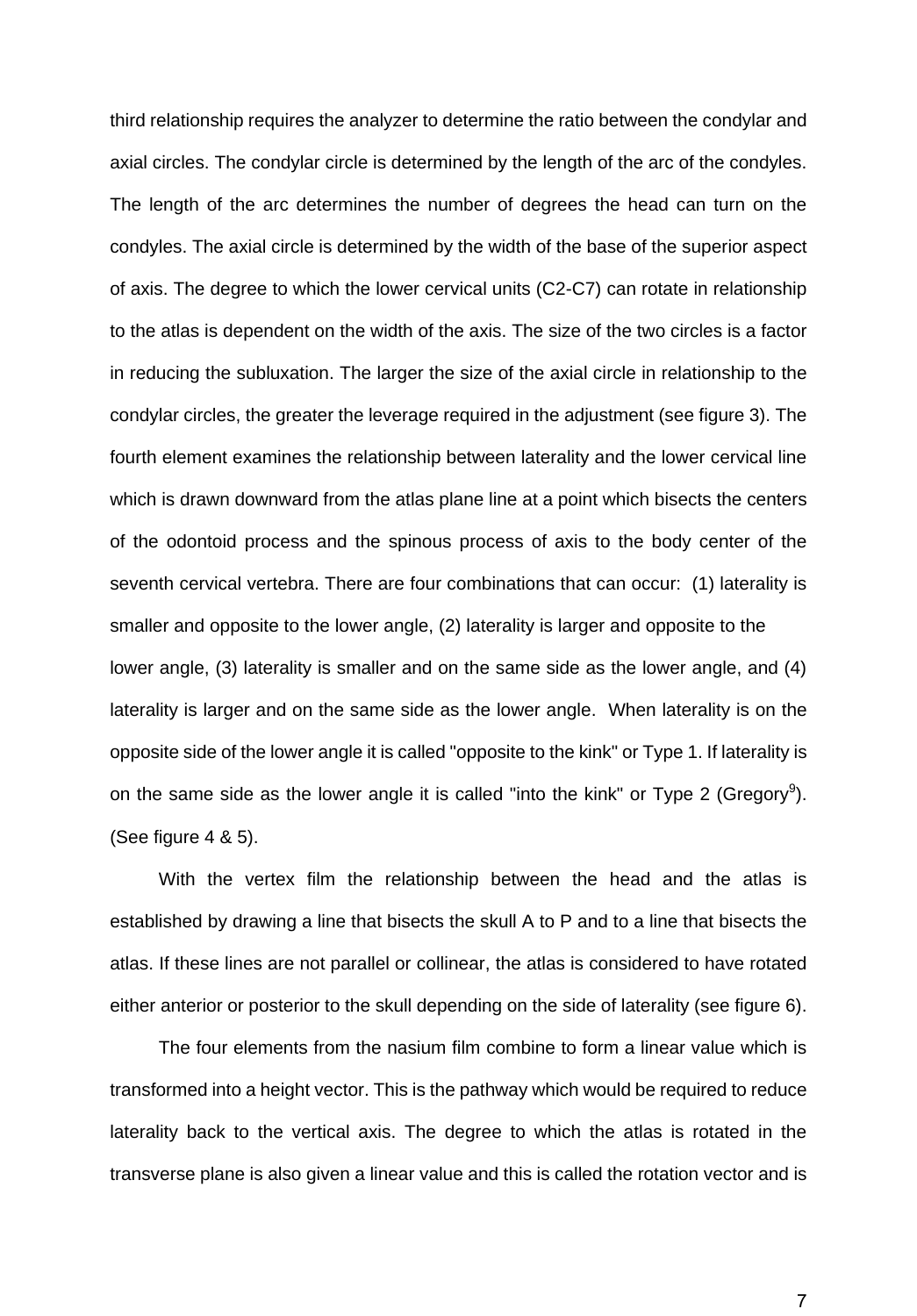third relationship requires the analyzer to determine the ratio between the condylar and axial circles. The condylar circle is determined by the length of the arc of the condyles. The length of the arc determines the number of degrees the head can turn on the condyles. The axial circle is determined by the width of the base of the superior aspect of axis. The degree to which the lower cervical units (C2-C7) can rotate in relationship to the atlas is dependent on the width of the axis. The size of the two circles is a factor in reducing the subluxation. The larger the size of the axial circle in relationship to the condylar circles, the greater the leverage required in the adjustment (see figure 3). The fourth element examines the relationship between laterality and the lower cervical line which is drawn downward from the atlas plane line at a point which bisects the centers of the odontoid process and the spinous process of axis to the body center of the seventh cervical vertebra. There are four combinations that can occur: (1) laterality is smaller and opposite to the lower angle, (2) laterality is larger and opposite to the lower angle, (3) laterality is smaller and on the same side as the lower angle, and (4) laterality is larger and on the same side as the lower angle. When laterality is on the opposite side of the lower angle it is called "opposite to the kink" or Type 1. If laterality is on the same side as the lower angle it is called "into the kink" or Type 2 (Gregory[9]). (See figure 4 & 5).

With the vertex film the relationship between the head and the atlas is established by drawing a line that bisects the skull A to P and to a line that bisects the atlas. If these lines are not parallel or collinear, the atlas is considered to have rotated either anterior or posterior to the skull depending on the side of laterality (see figure 6).

The four elements from the nasium film combine to form a linear value which is transformed into a height vector. This is the pathway which would be required to reduce laterality back to the vertical axis. The degree to which the atlas is rotated in the transverse plane is also given a linear value and this is called the rotation vector and is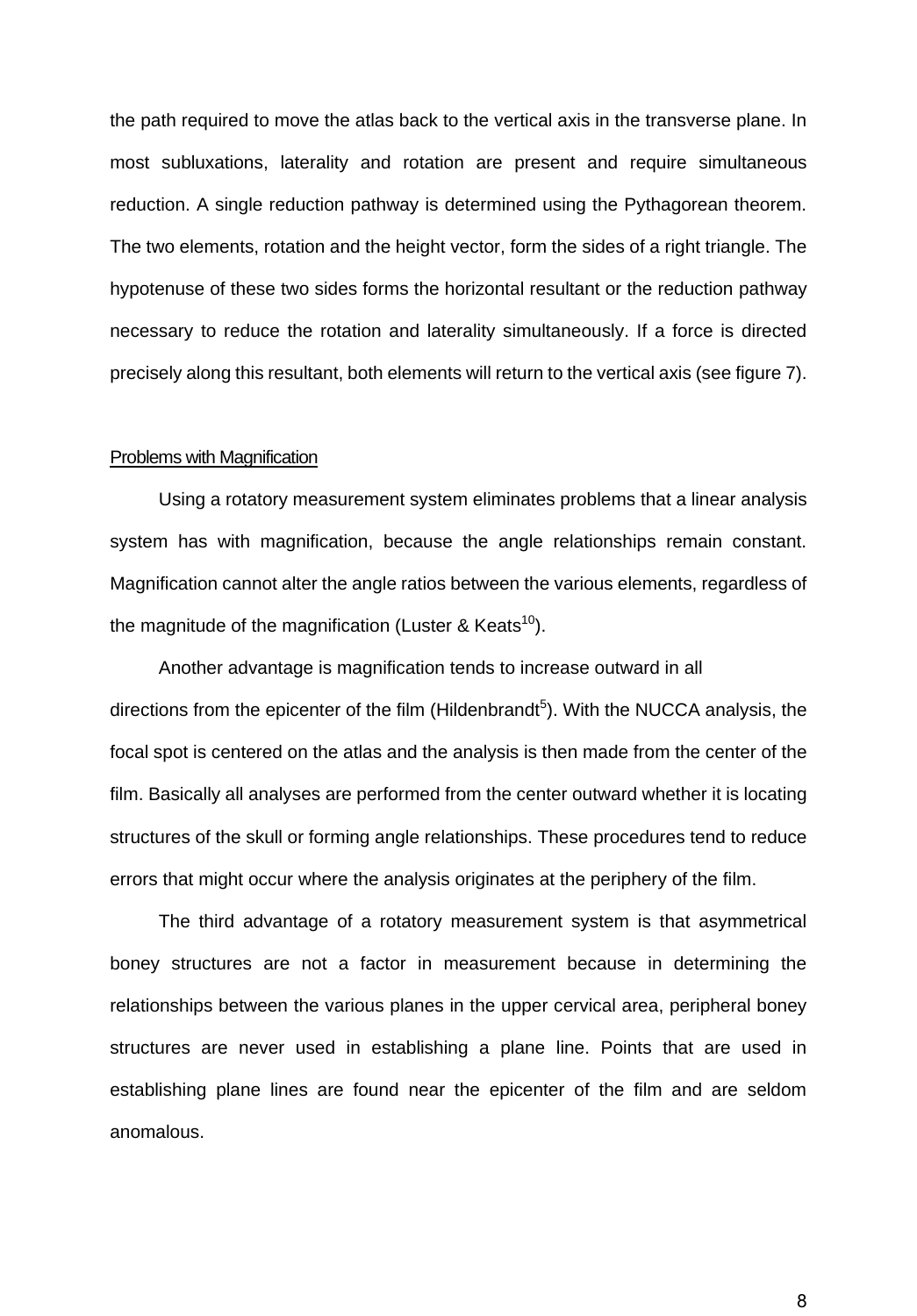the path required to move the atlas back to the vertical axis in the transverse plane. In most subluxations, laterality and rotation are present and require simultaneous reduction. A single reduction pathway is determined using the Pythagorean theorem. The two elements, rotation and the height vector, form the sides of a right triangle. The hypotenuse of these two sides forms the horizontal resultant or the reduction pathway necessary to reduce the rotation and laterality simultaneously. If a force is directed precisely along this resultant, both elements will return to the vertical axis (see figure 7).

<u>Problems with Magnification</u>

Using a rotatory measurement system eliminates problems that a linear analysis system has with magnification, because the angle relationships remain constant. Magnification cannot alter the angle ratios between the various elements, regardless of the magnitude of the magnification (Luster & Keats[10]).

Another advantage is magnification tends to increase outward in all directions from the epicenter of the film (Hildenbrandt[5]). With the NUCCA analysis, the focal spot is centered on the atlas and the analysis is then made from the center of the film. Basically all analyses are performed from the center outward whether it is locating structures of the skull or forming angle relationships. These procedures tend to reduce errors that might occur where the analysis originates at the periphery of the film.

The third advantage of a rotatory measurement system is that asymmetrical boney structures are not a factor in measurement because in determining the relationships between the various planes in the upper cervical area, peripheral boney structures are never used in establishing a plane line. Points that are used in establishing plane lines are found near the epicenter of the film and are seldom anomalous.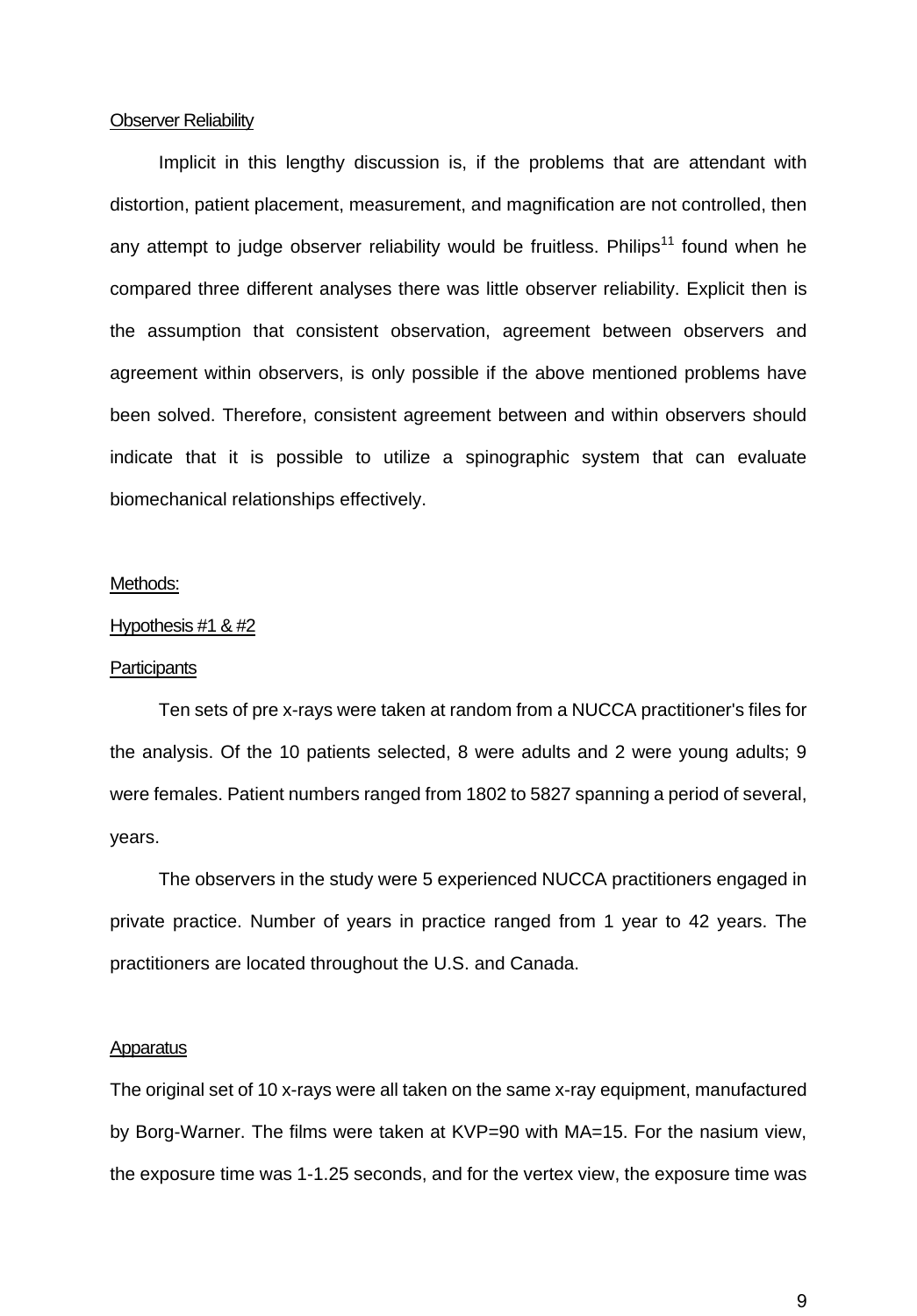### Observer Reliability

Implicit in this lengthy discussion is, if the problems that are attendant with distortion, patient placement, measurement, and magnification are not controlled, then any attempt to judge observer reliability would be fruitless. Philips[11] found when he compared three different analyses there was little observer reliability. Explicit then is the assumption that consistent observation, agreement between observers and agreement within observers, is only possible if the above mentioned problems have been solved. Therefore, consistent agreement between and within observers should indicate that it is possible to utilize a spinographic system that can evaluate biomechanical relationships effectively.

## Methods:

### Hypothesis #1 & #2

### Participants

Ten sets of pre x-rays were taken at random from a NUCCA practitioner's files for the analysis. Of the 10 patients selected, 8 were adults and 2 were young adults; 9 were females. Patient numbers ranged from 1802 to 5827 spanning a period of several, years.

The observers in the study were 5 experienced NUCCA practitioners engaged in private practice. Number of years in practice ranged from 1 year to 42 years. The practitioners are located throughout the U.S. and Canada.

### Apparatus

The original set of 10 x-rays were all taken on the same x-ray equipment, manufactured by Borg-Warner. The films were taken at KVP=90 with MA=15. For the nasium view, the exposure time was 1-1.25 seconds, and for the vertex view, the exposure time was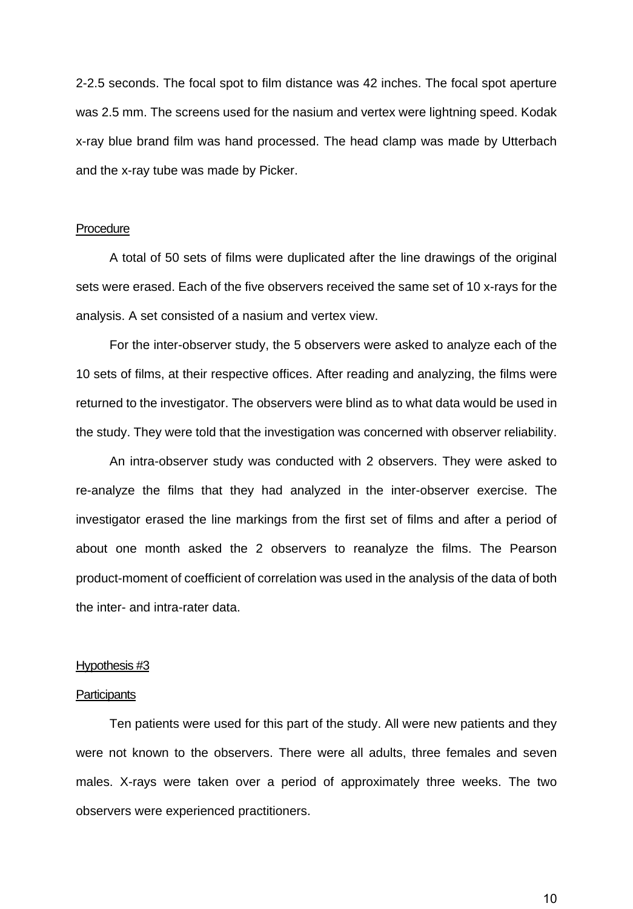2-2.5 seconds. The focal spot to film distance was 42 inches. The focal spot aperture was 2.5 mm. The screens used for the nasium and vertex were lightning speed. Kodak x-ray blue brand film was hand processed. The head clamp was made by Utterbach and the x-ray tube was made by Picker.

Procedure

A total of 50 sets of films were duplicated after the line drawings of the original sets were erased. Each of the five observers received the same set of 10 x-rays for the analysis. A set consisted of a nasium and vertex view.

For the inter-observer study, the 5 observers were asked to analyze each of the 10 sets of films, at their respective offices. After reading and analyzing, the films were returned to the investigator. The observers were blind as to what data would be used in the study. They were told that the investigation was concerned with observer reliability.

An intra-observer study was conducted with 2 observers. They were asked to re-analyze the films that they had analyzed in the inter-observer exercise. The investigator erased the line markings from the first set of films and after a period of about one month asked the 2 observers to reanalyze the films. The Pearson product-moment of coefficient of correlation was used in the analysis of the data of both the inter- and intra-rater data.

Hypothesis #3

Participants

Ten patients were used for this part of the study. All were new patients and they were not known to the observers. There were all adults, three females and seven males. X-rays were taken over a period of approximately three weeks. The two observers were experienced practitioners.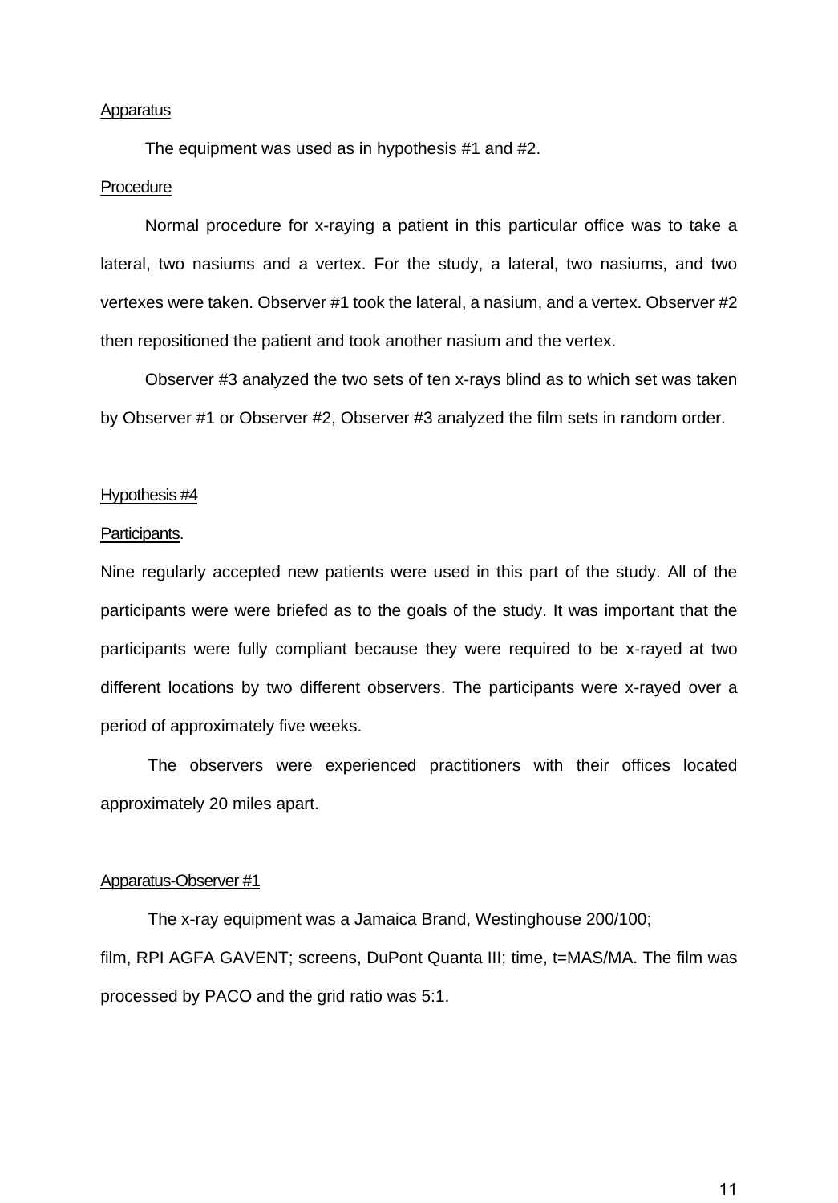Apparatus

The equipment was used as in hypothesis #1 and #2.

Procedure

Normal procedure for x-raying a patient in this particular office was to take a lateral, two nasiums and a vertex. For the study, a lateral, two nasiums, and two vertexes were taken. Observer #1 took the lateral, a nasium, and a vertex. Observer #2 then repositioned the patient and took another nasium and the vertex.

Observer #3 analyzed the two sets of ten x-rays blind as to which set was taken by Observer #1 or Observer #2, Observer #3 analyzed the film sets in random order.

Hypothesis #4

Participants.

Nine regularly accepted new patients were used in this part of the study. All of the participants were were briefed as to the goals of the study. It was important that the participants were fully compliant because they were required to be x-rayed at two different locations by two different observers. The participants were x-rayed over a period of approximately five weeks.

The observers were experienced practitioners with their offices located approximately 20 miles apart.

Apparatus-Observer #1

The x-ray equipment was a Jamaica Brand, Westinghouse 200/100; film, RPI AGFA GAVENT; screens, DuPont Quanta III; time, t=MAS/MA. The film was processed by PACO and the grid ratio was 5:1.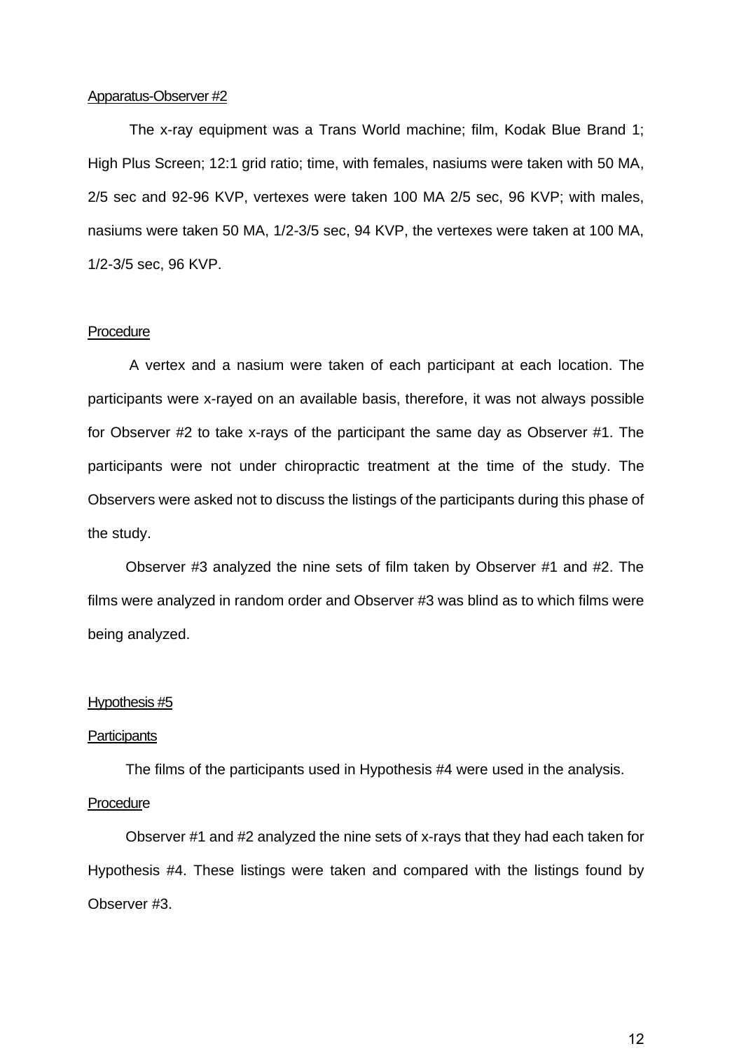Apparatus-Observer #2

The x-ray equipment was a Trans World machine; film, Kodak Blue Brand 1; High Plus Screen; 12:1 grid ratio; time, with females, nasiums were taken with 50 MA, 2/5 sec and 92-96 KVP, vertexes were taken 100 MA 2/5 sec, 96 KVP; with males, nasiums were taken 50 MA, 1/2-3/5 sec, 94 KVP, the vertexes were taken at 100 MA, 1/2-3/5 sec, 96 KVP.

Procedure

A vertex and a nasium were taken of each participant at each location. The participants were x-rayed on an available basis, therefore, it was not always possible for Observer #2 to take x-rays of the participant the same day as Observer #1. The participants were not under chiropractic treatment at the time of the study. The Observers were asked not to discuss the listings of the participants during this phase of the study.

Observer #3 analyzed the nine sets of film taken by Observer #1 and #2. The films were analyzed in random order and Observer #3 was blind as to which films were being analyzed.

Hypothesis #5

Participants

The films of the participants used in Hypothesis #4 were used in the analysis.

Procedure

Observer #1 and #2 analyzed the nine sets of x-rays that they had each taken for Hypothesis #4. These listings were taken and compared with the listings found by Observer #3.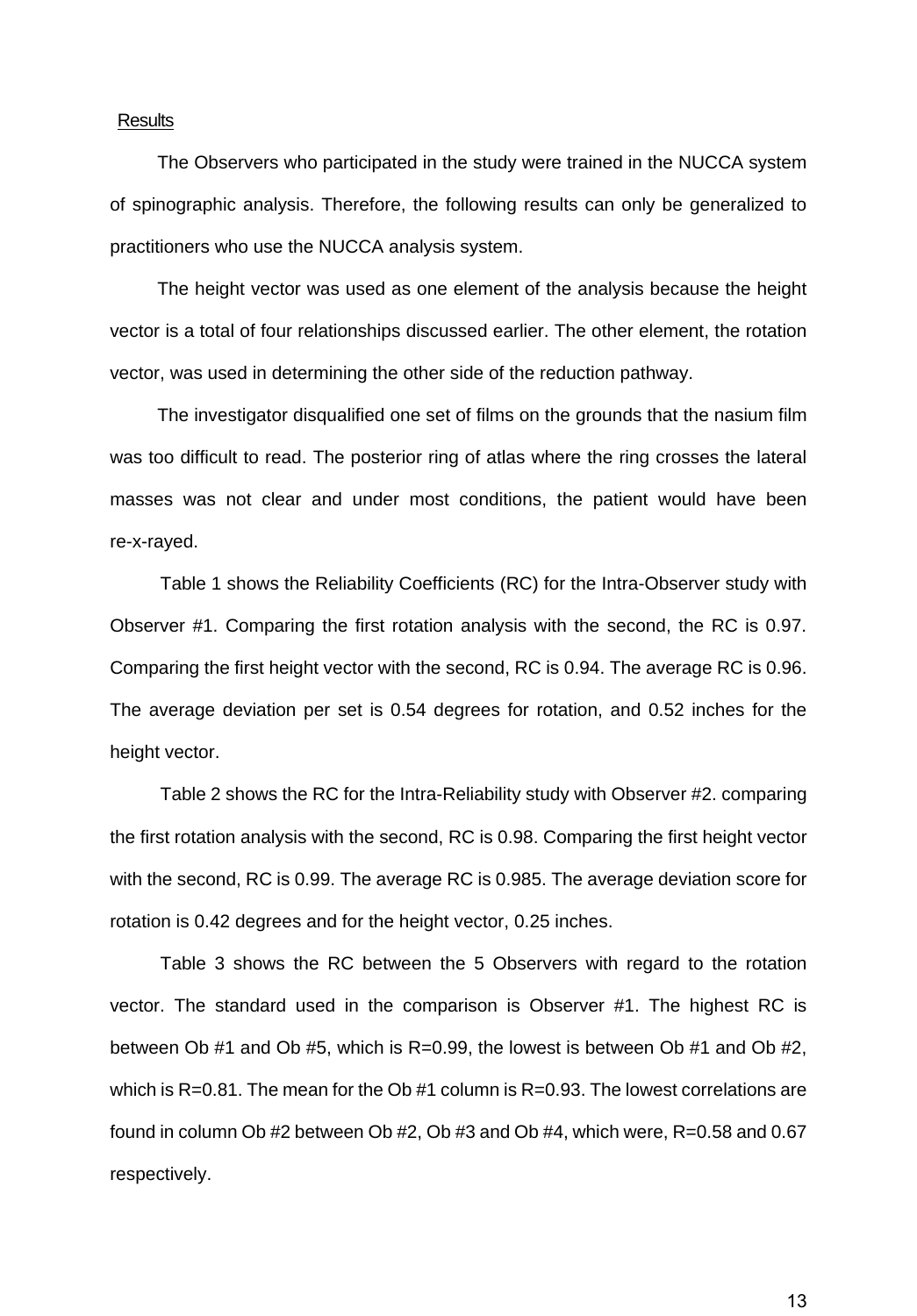## Results

The Observers who participated in the study were trained in the NUCCA system of spinographic analysis. Therefore, the following results can only be generalized to practitioners who use the NUCCA analysis system.

The height vector was used as one element of the analysis because the height vector is a total of four relationships discussed earlier. The other element, the rotation vector, was used in determining the other side of the reduction pathway.

The investigator disqualified one set of films on the grounds that the nasium film was too difficult to read. The posterior ring of atlas where the ring crosses the lateral masses was not clear and under most conditions, the patient would have been re-x-rayed.

Table 1 shows the Reliability Coefficients (RC) for the Intra-Observer study with Observer #1. Comparing the first rotation analysis with the second, the RC is 0.97. Comparing the first height vector with the second, RC is 0.94. The average RC is 0.96. The average deviation per set is 0.54 degrees for rotation, and 0.52 inches for the height vector.

Table 2 shows the RC for the Intra-Reliability study with Observer #2. comparing the first rotation analysis with the second, RC is 0.98. Comparing the first height vector with the second, RC is 0.99. The average RC is 0.985. The average deviation score for rotation is 0.42 degrees and for the height vector, 0.25 inches.

Table 3 shows the RC between the 5 Observers with regard to the rotation vector. The standard used in the comparison is Observer #1. The highest RC is between Ob #1 and Ob #5, which is R=0.99, the lowest is between Ob #1 and Ob #2, which is R=0.81. The mean for the Ob #1 column is R=0.93. The lowest correlations are found in column Ob #2 between Ob #2, Ob #3 and Ob #4, which were, R=0.58 and 0.67 respectively.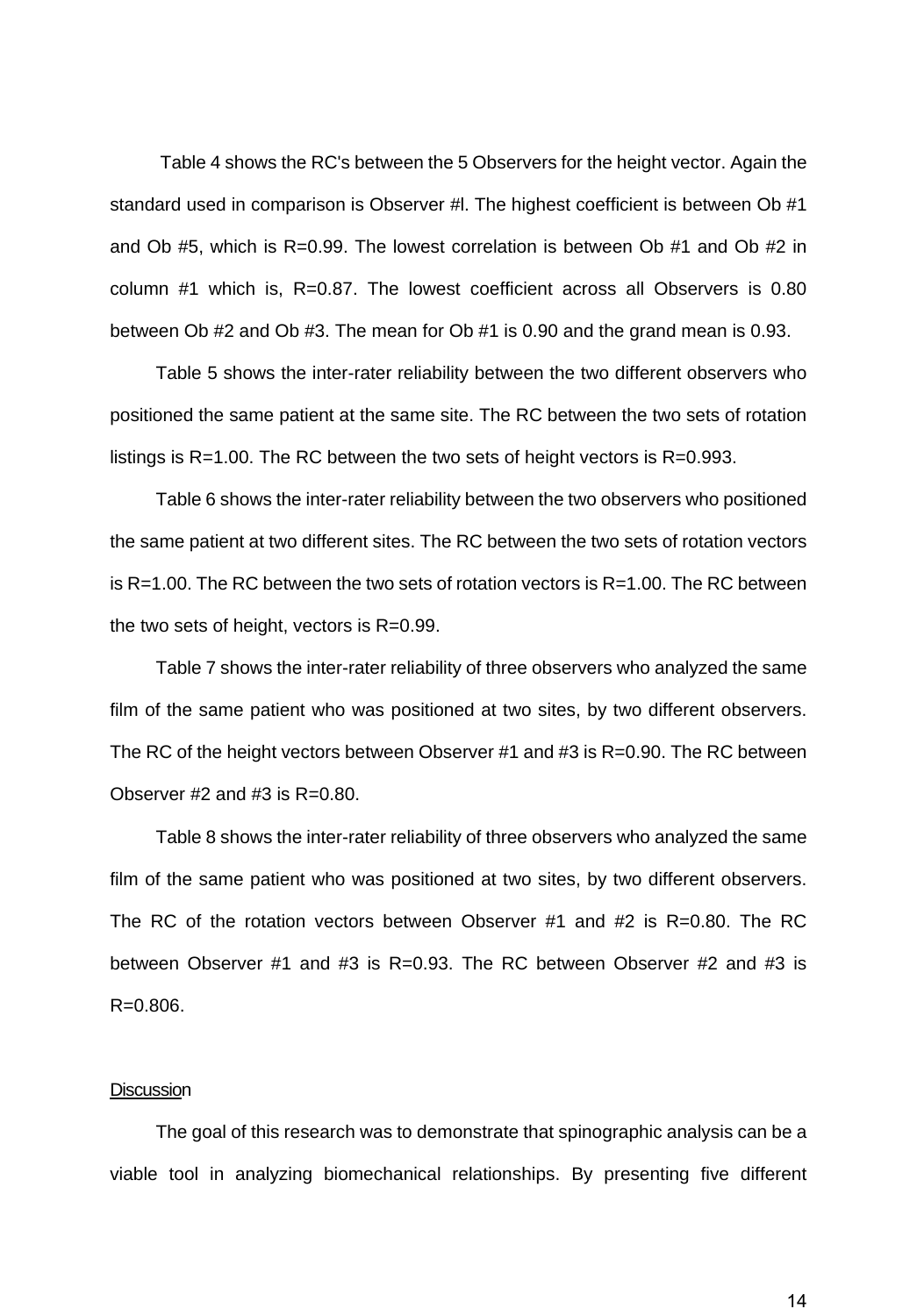Table 4 shows the RC's between the 5 Observers for the height vector. Again the standard used in comparison is Observer #l. The highest coefficient is between Ob #1 and Ob #5, which is R=0.99. The lowest correlation is between Ob #1 and Ob #2 in column #1 which is, R=0.87. The lowest coefficient across all Observers is 0.80 between Ob #2 and Ob #3. The mean for Ob #1 is 0.90 and the grand mean is 0.93.

Table 5 shows the inter-rater reliability between the two different observers who positioned the same patient at the same site. The RC between the two sets of rotation listings is R=1.00. The RC between the two sets of height vectors is R=0.993.

Table 6 shows the inter-rater reliability between the two observers who positioned the same patient at two different sites. The RC between the two sets of rotation vectors is R=1.00. The RC between the two sets of rotation vectors is R=1.00. The RC between the two sets of height, vectors is R=0.99.

Table 7 shows the inter-rater reliability of three observers who analyzed the same film of the same patient who was positioned at two sites, by two different observers. The RC of the height vectors between Observer #1 and #3 is R=0.90. The RC between Observer #2 and #3 is R=0.80.

Table 8 shows the inter-rater reliability of three observers who analyzed the same film of the same patient who was positioned at two sites, by two different observers. The RC of the rotation vectors between Observer #1 and #2 is R=0.80. The RC between Observer #1 and #3 is R=0.93. The RC between Observer #2 and #3 is R=0.806.

## Discussion

The goal of this research was to demonstrate that spinographic analysis can be a viable tool in analyzing biomechanical relationships. By presenting five different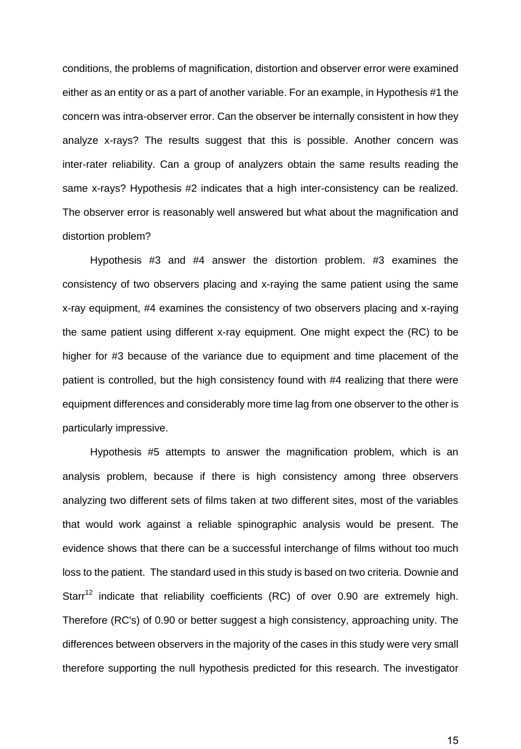conditions, the problems of magnification, distortion and observer error were examined either as an entity or as a part of another variable. For an example, in Hypothesis #1 the concern was intra-observer error. Can the observer be internally consistent in how they analyze x-rays? The results suggest that this is possible. Another concern was inter-rater reliability. Can a group of analyzers obtain the same results reading the same x-rays? Hypothesis #2 indicates that a high inter-consistency can be realized. The observer error is reasonably well answered but what about the magnification and distortion problem?

Hypothesis #3 and #4 answer the distortion problem. #3 examines the consistency of two observers placing and x-raying the same patient using the same x-ray equipment, #4 examines the consistency of two observers placing and x-raying the same patient using different x-ray equipment. One might expect the (RC) to be higher for #3 because of the variance due to equipment and time placement of the patient is controlled, but the high consistency found with #4 realizing that there were equipment differences and considerably more time lag from one observer to the other is particularly impressive.

Hypothesis #5 attempts to answer the magnification problem, which is an analysis problem, because if there is high consistency among three observers analyzing two different sets of films taken at two different sites, most of the variables that would work against a reliable spinographic analysis would be present. The evidence shows that there can be a successful interchange of films without too much loss to the patient. The standard used in this study is based on two criteria. Downie and Starr[12] indicate that reliability coefficients (RC) of over 0.90 are extremely high. Therefore (RC's) of 0.90 or better suggest a high consistency, approaching unity. The differences between observers in the majority of the cases in this study were very small therefore supporting the null hypothesis predicted for this research. The investigator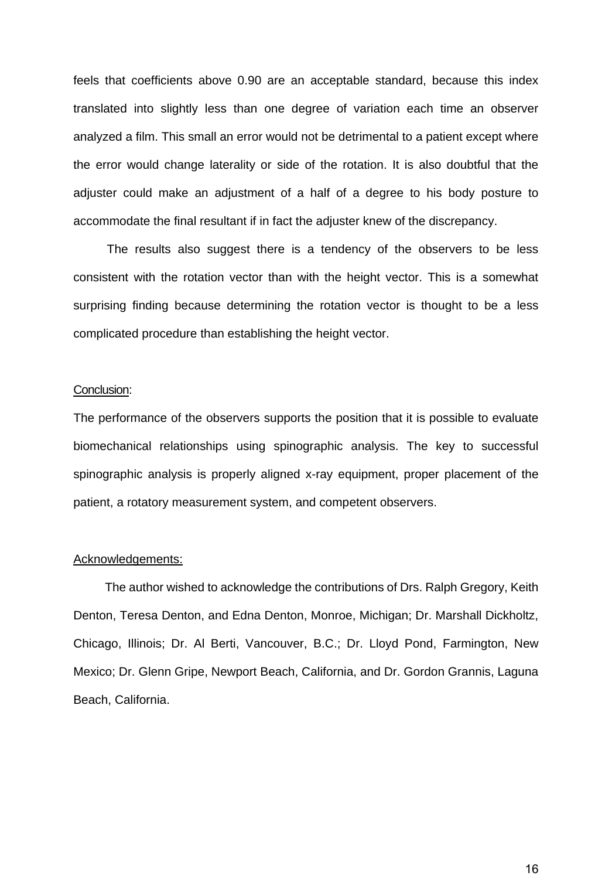feels that coefficients above 0.90 are an acceptable standard, because this index translated into slightly less than one degree of variation each time an observer analyzed a film. This small an error would not be detrimental to a patient except where the error would change laterality or side of the rotation. It is also doubtful that the adjuster could make an adjustment of a half of a degree to his body posture to accommodate the final resultant if in fact the adjuster knew of the discrepancy.

The results also suggest there is a tendency of the observers to be less consistent with the rotation vector than with the height vector. This is a somewhat surprising finding because determining the rotation vector is thought to be a less complicated procedure than establishing the height vector.

## Conclusion:

The performance of the observers supports the position that it is possible to evaluate biomechanical relationships using spinographic analysis. The key to successful spinographic analysis is properly aligned x-ray equipment, proper placement of the patient, a rotatory measurement system, and competent observers.

## Acknowledgements:

The author wished to acknowledge the contributions of Drs. Ralph Gregory, Keith Denton, Teresa Denton, and Edna Denton, Monroe, Michigan; Dr. Marshall Dickholtz, Chicago, Illinois; Dr. Al Berti, Vancouver, B.C.; Dr. Lloyd Pond, Farmington, New Mexico; Dr. Glenn Gripe, Newport Beach, California, and Dr. Gordon Grannis, Laguna Beach, California.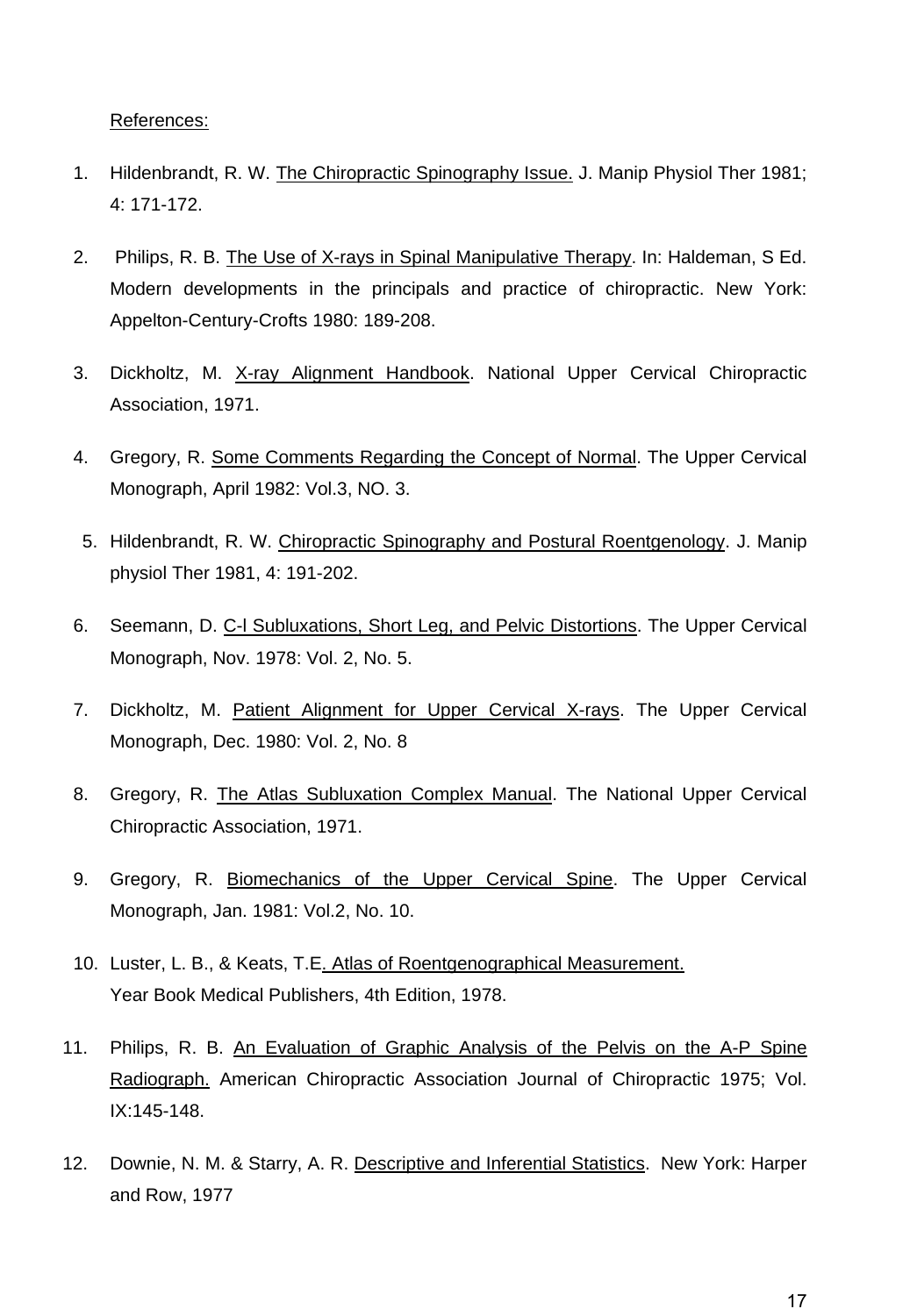References:

1. Hildenbrandt, R. W. The Chiropractic Spinography Issue. J. Manip Physiol Ther 1981; 4: 171-172.
2. Philips, R. B. The Use of X-rays in Spinal Manipulative Therapy. In: Haldeman, S Ed. Modern developments in the principals and practice of chiropractic. New York: Appelton-Century-Crofts 1980: 189-208.
3. Dickholtz, M. X-ray Alignment Handbook. National Upper Cervical Chiropractic Association, 1971.
4. Gregory, R. Some Comments Regarding the Concept of Normal. The Upper Cervical Monograph, April 1982: Vol.3, NO. 3.
5. Hildenbrandt, R. W. Chiropractic Spinography and Postural Roentgenology. J. Manip physiol Ther 1981, 4: 191-202.
6. Seemann, D. C-l Subluxations, Short Leg, and Pelvic Distortions. The Upper Cervical Monograph, Nov. 1978: Vol. 2, No. 5.
7. Dickholtz, M. Patient Alignment for Upper Cervical X-rays. The Upper Cervical Monograph, Dec. 1980: Vol. 2, No. 8
8. Gregory, R. The Atlas Subluxation Complex Manual. The National Upper Cervical Chiropractic Association, 1971.
9. Gregory, R. Biomechanics of the Upper Cervical Spine. The Upper Cervical Monograph, Jan. 1981: Vol.2, No. 10.
10. Luster, L. B., & Keats, T.E. Atlas of Roentgenographical Measurement. Year Book Medical Publishers, 4th Edition, 1978.
11. Philips, R. B. An Evaluation of Graphic Analysis of the Pelvis on the A-P Spine Radiograph. American Chiropractic Association Journal of Chiropractic 1975; Vol. IX:145-148.
12. Downie, N. M. & Starry, A. R. Descriptive and Inferential Statistics. New York: Harper and Row, 1977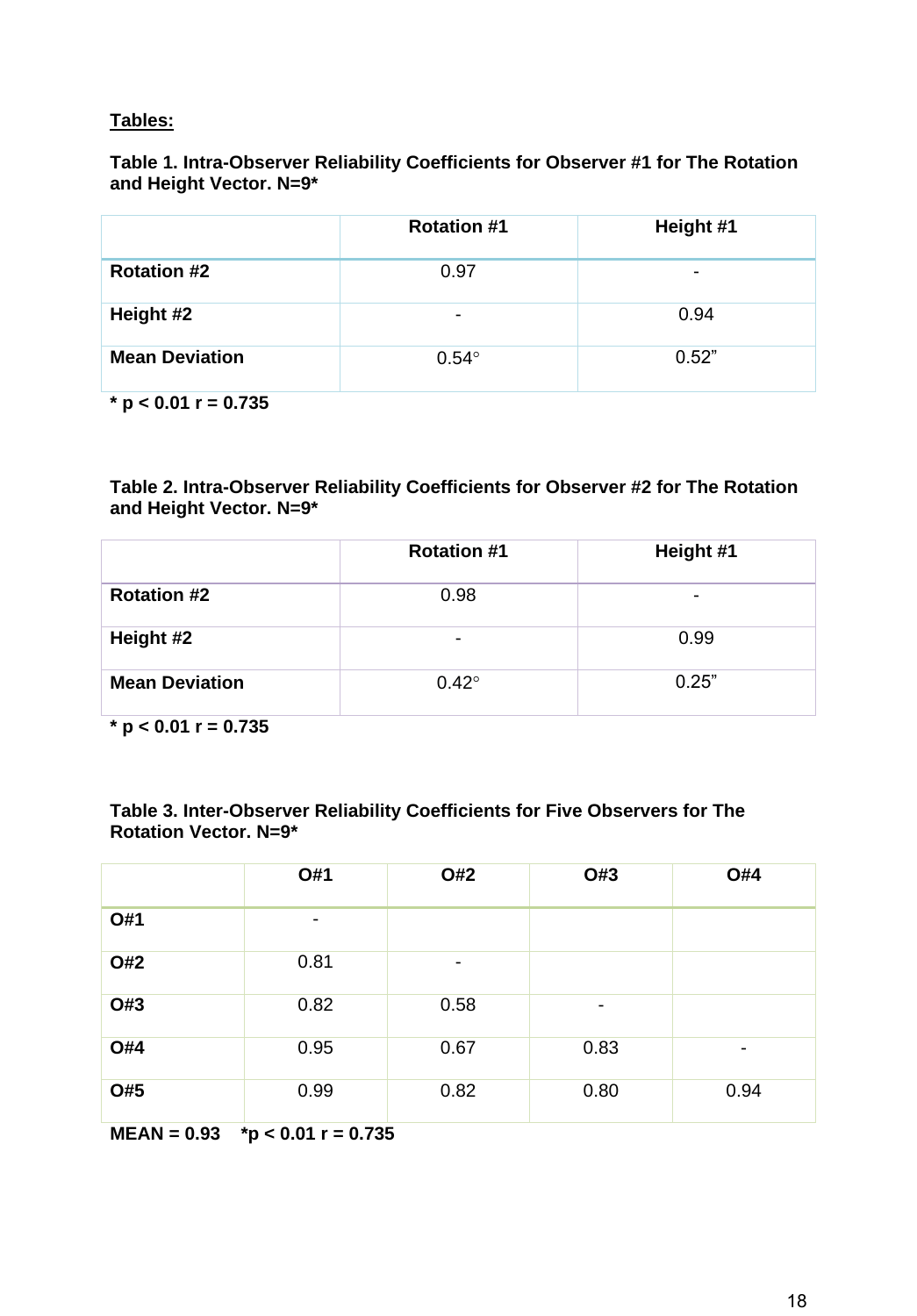**Tables:**

**Table 1. Intra-Observer Reliability Coefficients for Observer #1 for The Rotation and Height Vector. N=9***

| | Rotation #1 | Height #1 |
|---|---|---|
| **Rotation #2** | 0.97 | - |
| **Height #2** | - | 0.94 |
| **Mean Deviation** | 0.54° | 0.52” |

**\* $p < 0.01$ r = 0.735**

**Table 2. Intra-Observer Reliability Coefficients for Observer #2 for The Rotation and Height Vector. N=9***

| | Rotation #1 | Height #1 |
|---|---|---|
| **Rotation #2** | 0.98 | - |
| **Height #2** | - | 0.99 |
| **Mean Deviation** | 0.42° | 0.25” |

**\* $p < 0.01$ r = 0.735**

**Table 3. Inter-Observer Reliability Coefficients for Five Observers for The Rotation Vector. N=9***

| | O#1 | O#2 | O#3 | O#4 |
|---|---|---|---|---|
| **O#1** | - | | | |
| **O#2** | 0.81 | - | | |
| **O#3** | 0.82 | 0.58 | - | |
| **O#4** | 0.95 | 0.67 | 0.83 | - |
| **O#5** | 0.99 | 0.82 | 0.80 | 0.94 |

**MEAN = 0.93 \*$p < 0.01$ r = 0.735**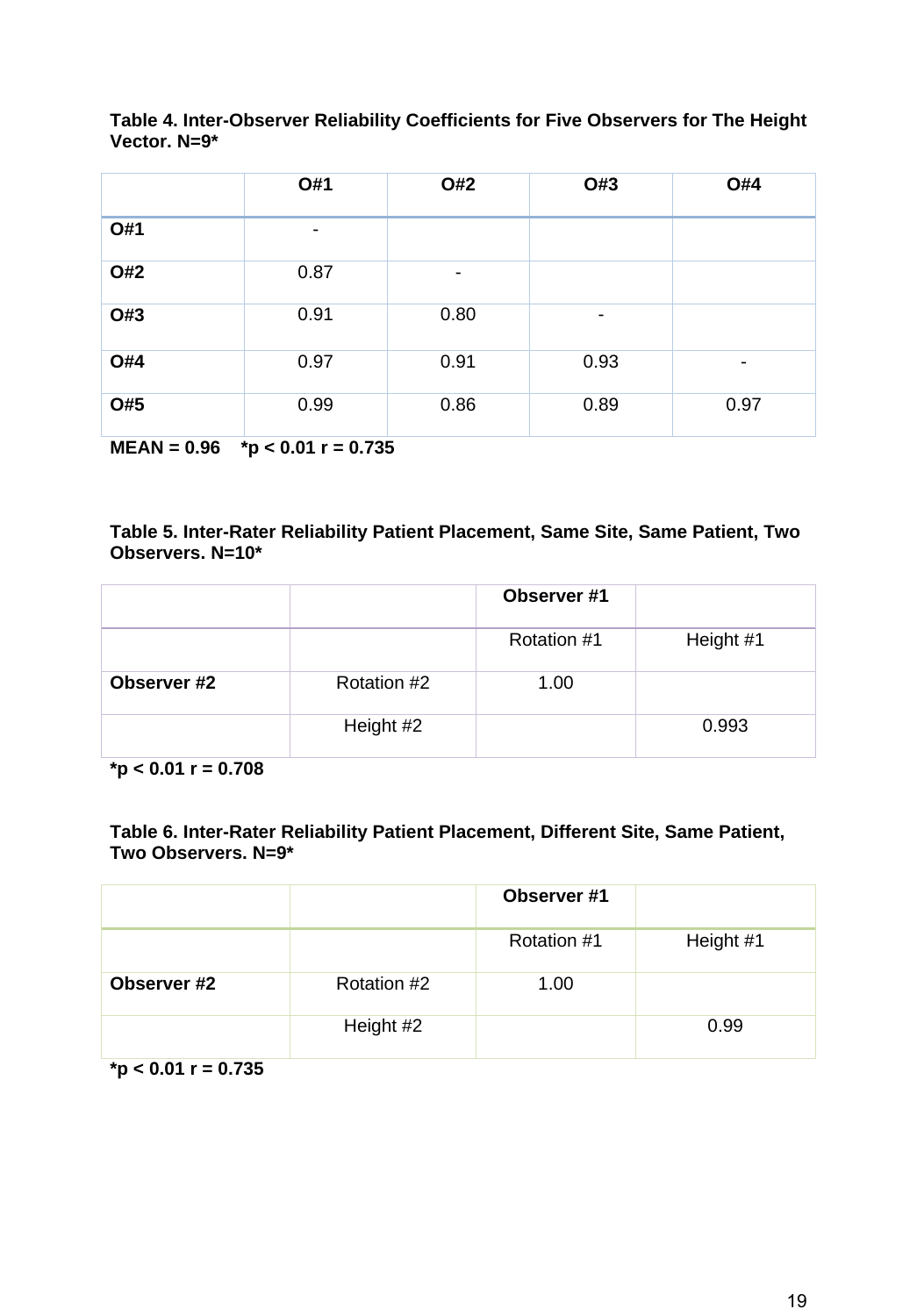**Table 4. Inter-Observer Reliability Coefficients for Five Observers for The Height Vector. N=9***

| | O#1 | O#2 | O#3 | O#4 |
|---|---|---|---|---|
| **O#1** | - | | | |
| **O#2** | 0.87 | - | | |
| **O#3** | 0.91 | 0.80 | - | |
| **O#4** | 0.97 | 0.91 | 0.93 | - |
| **O#5** | 0.99 | 0.86 | 0.89 | 0.97 |

**MEAN = 0.96 &nbsp;&nbsp; *$p < 0.01$ $r = 0.735$**

**Table 5. Inter-Rater Reliability Patient Placement, Same Site, Same Patient, Two Observers. N=10***

| | | **Observer #1** | |
|---|---|---|---|
| | | Rotation #1 | Height #1 |
| **Observer #2** | Rotation #2 | 1.00 | |
| | Height #2 | | 0.993 |

***$p < 0.01$ $r = 0.708$**

**Table 6. Inter-Rater Reliability Patient Placement, Different Site, Same Patient, Two Observers. N=9***

| | | **Observer #1** | |
|---|---|---|---|
| | | Rotation #1 | Height #1 |
| **Observer #2** | Rotation #2 | 1.00 | |
| | Height #2 | | 0.99 |

***$p < 0.01$ $r = 0.735$**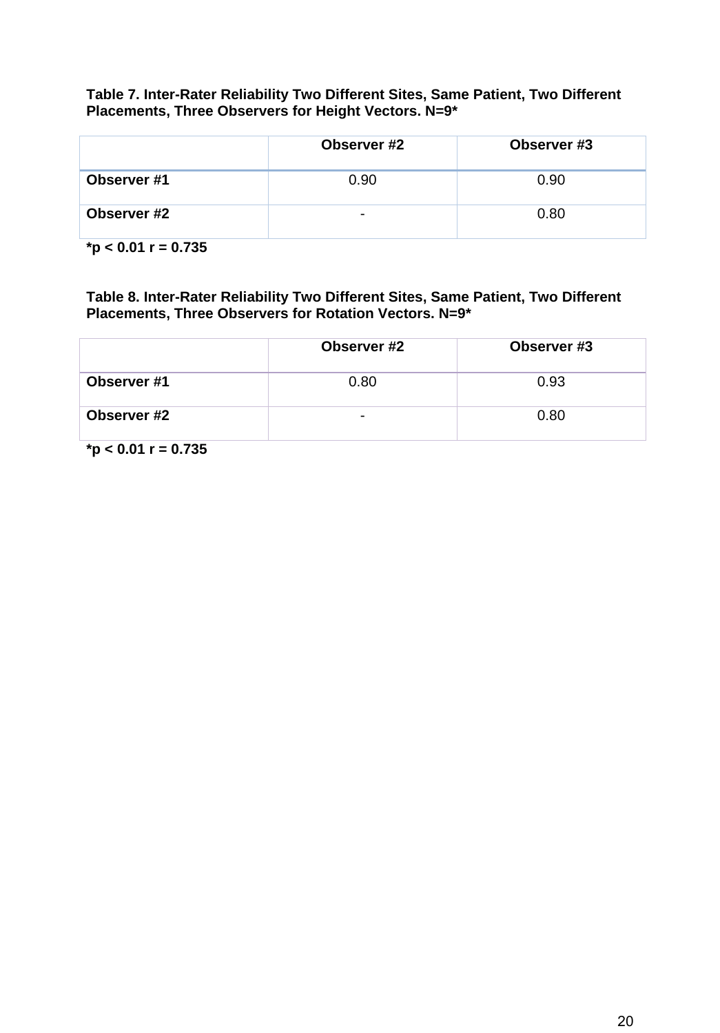**Table 7. Inter-Rater Reliability Two Different Sites, Same Patient, Two Different Placements, Three Observers for Height Vectors. N=9***

| | Observer #2 | Observer #3 |
|---|---|---|
| **Observer #1** | 0.90 | 0.90 |
| **Observer #2** | - | 0.80 |

***p < 0.01 r = 0.735**

**Table 8. Inter-Rater Reliability Two Different Sites, Same Patient, Two Different Placements, Three Observers for Rotation Vectors. N=9***

| | Observer #2 | Observer #3 |
|---|---|---|
| **Observer #1** | 0.80 | 0.93 |
| **Observer #2** | - | 0.80 |

***p < 0.01 r = 0.735**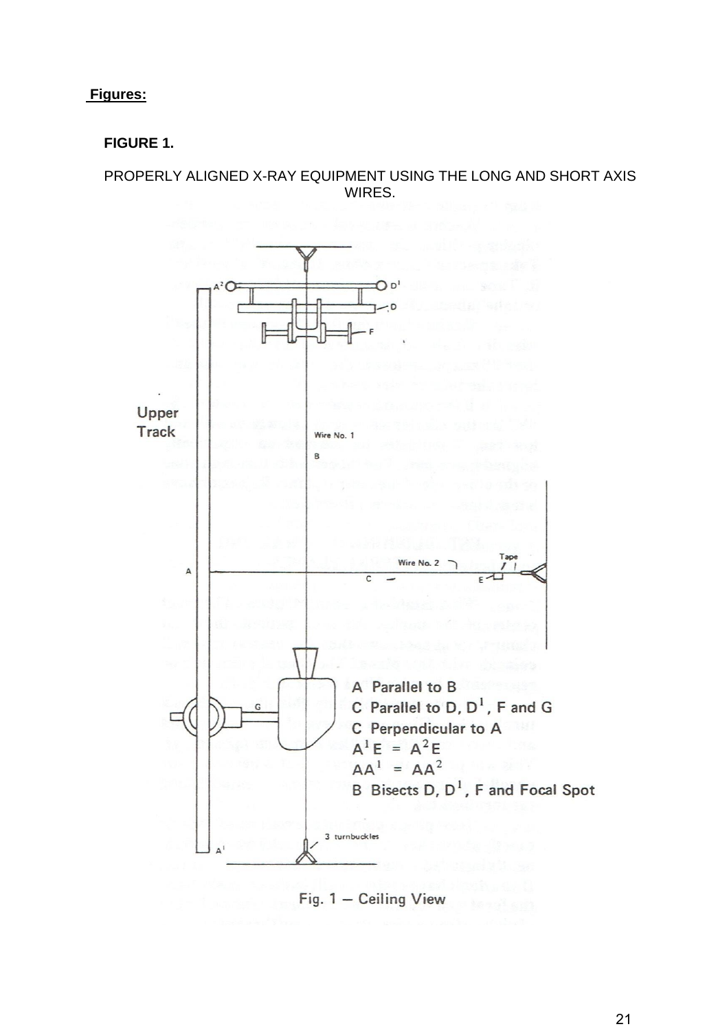**Figures:**

**FIGURE 1.**

PROPERLY ALIGNED X-RAY EQUIPMENT USING THE LONG AND SHORT AXIS WIRES.

Upper Track

Wire No. 1

B

Wire No. 2

Tape

A

C

E

G

A Parallel to B

C Parallel to D, $D^1$, F and G

C Perpendicular to A

$A^1E = A^2E$

$AA^1 = AA^2$

B Bisects D, $D^1$, F and Focal Spot

3 turnbuckles

Fig. 1 — Ceiling View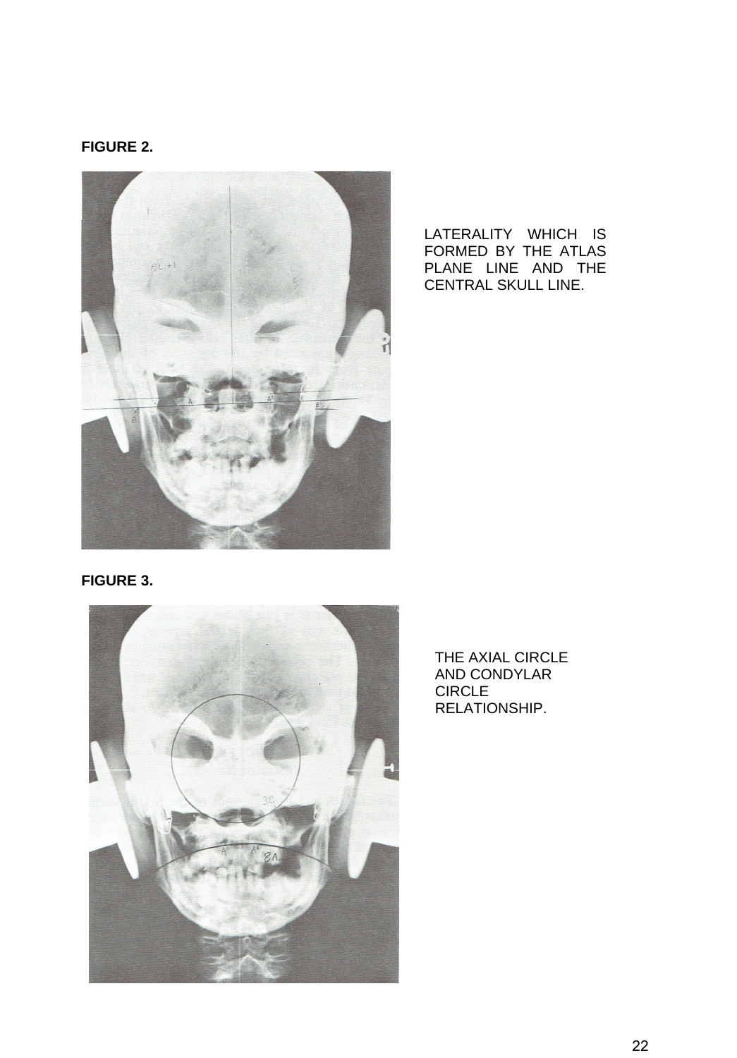**FIGURE 2.**

LATERALITY WHICH IS FORMED BY THE ATLAS PLANE LINE AND THE CENTRAL SKULL LINE.

**FIGURE 3.**

THE AXIAL CIRCLE AND CONDYLAR CIRCLE RELATIONSHIP.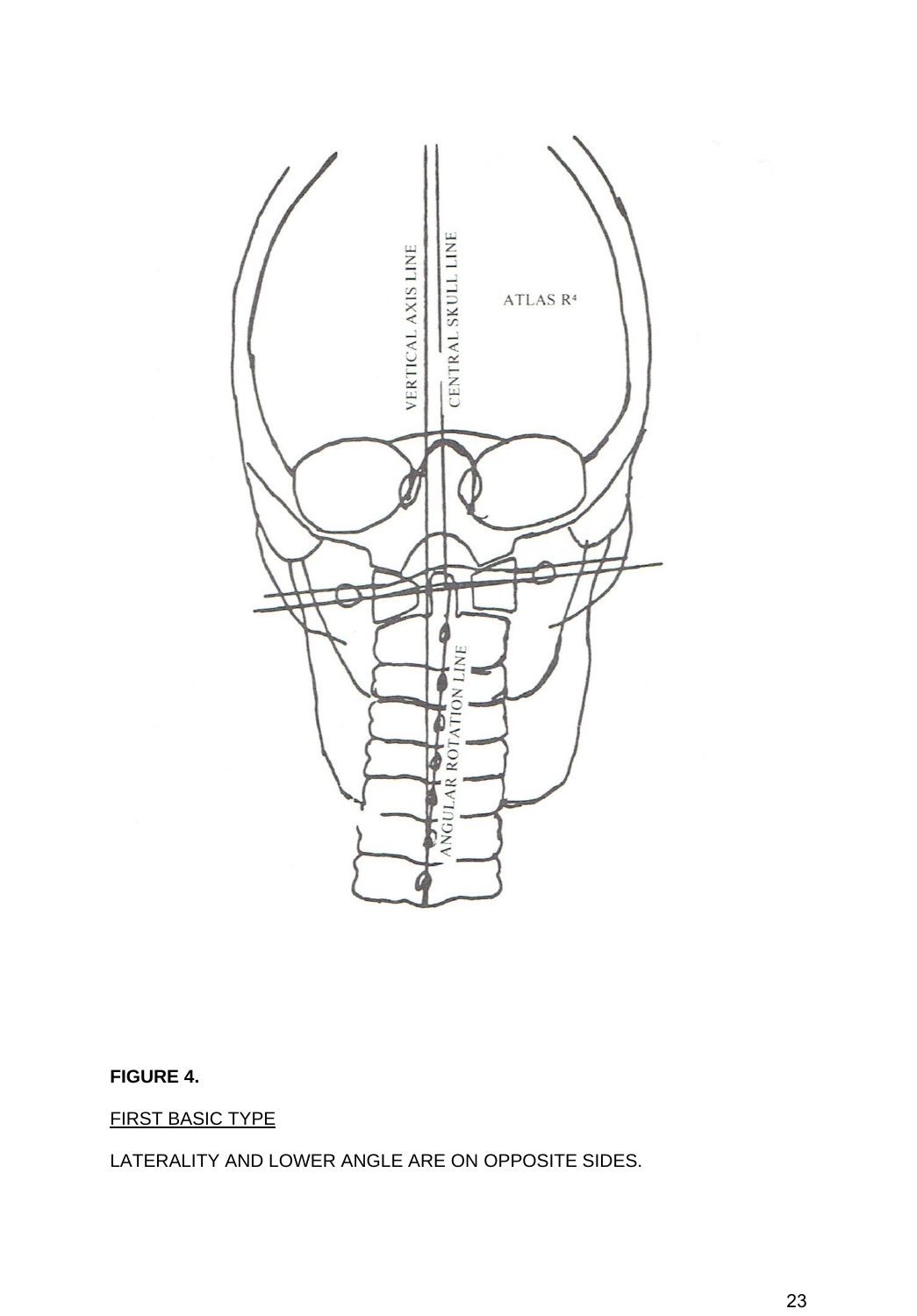**FIGURE 4.**

FIRST BASIC TYPE

LATERALITY AND LOWER ANGLE ARE ON OPPOSITE SIDES.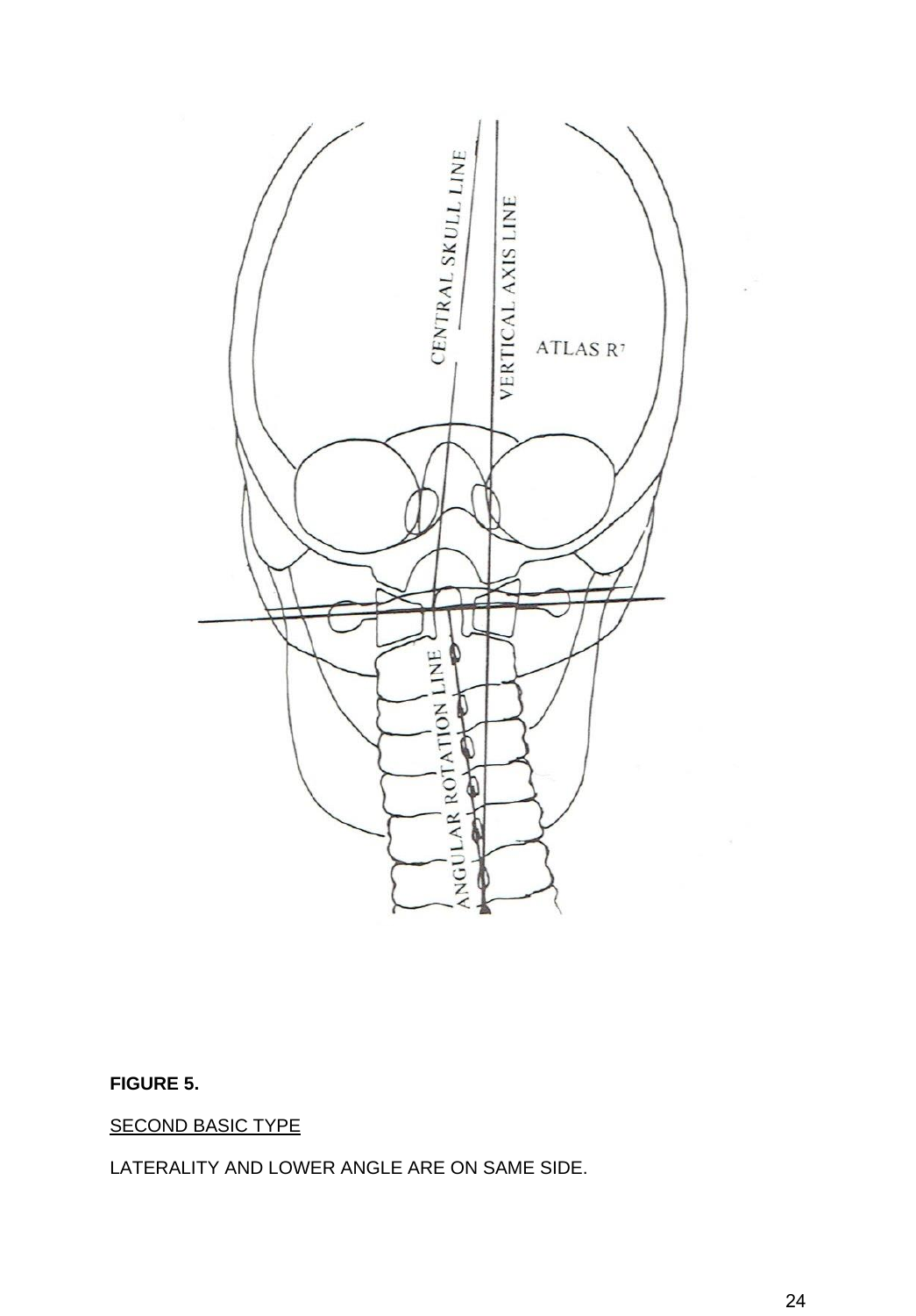**FIGURE 5.**

SECOND BASIC TYPE

LATERALITY AND LOWER ANGLE ARE ON SAME SIDE.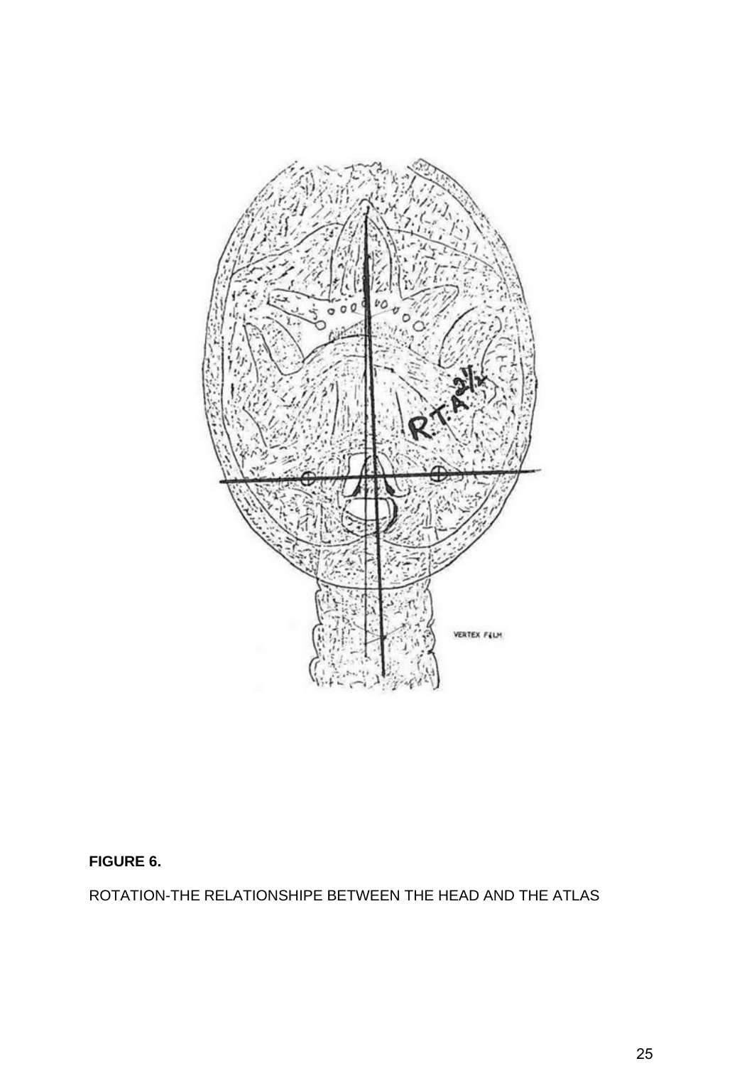**FIGURE 6.**

ROTATION-THE RELATIONSHIPE BETWEEN THE HEAD AND THE ATLAS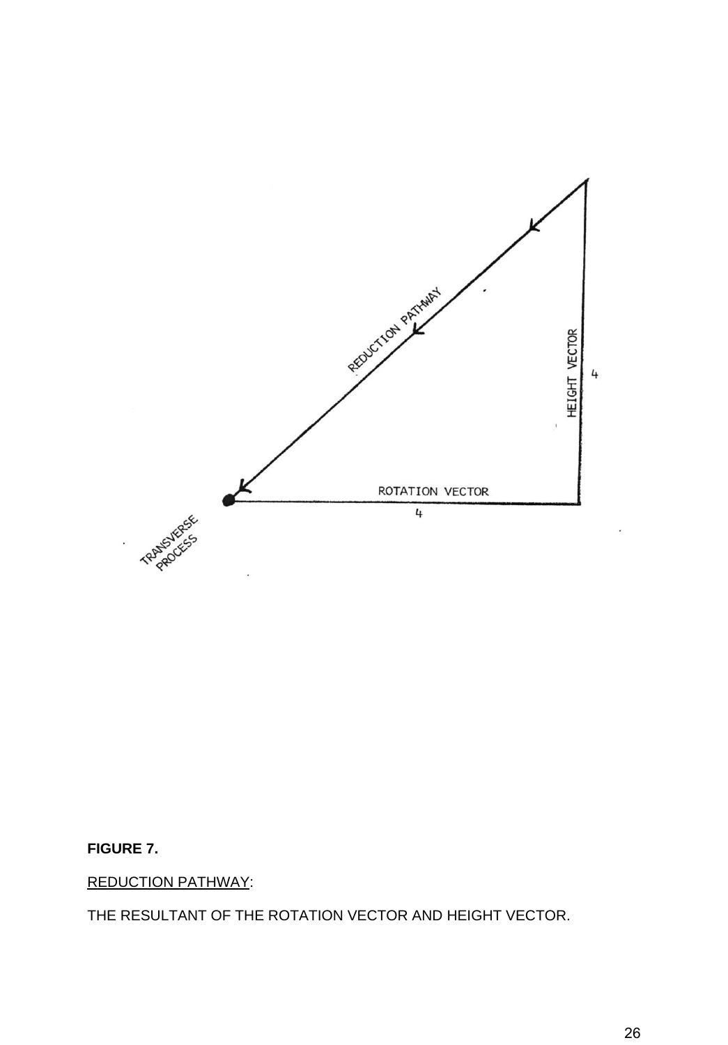REDUCTION PATHWAY

HEIGHT VECTOR

4

ROTATION VECTOR

4

TRANSVERSE PROCESS

**FIGURE 7.**

REDUCTION PATHWAY:

THE RESULTANT OF THE ROTATION VECTOR AND HEIGHT VECTOR.